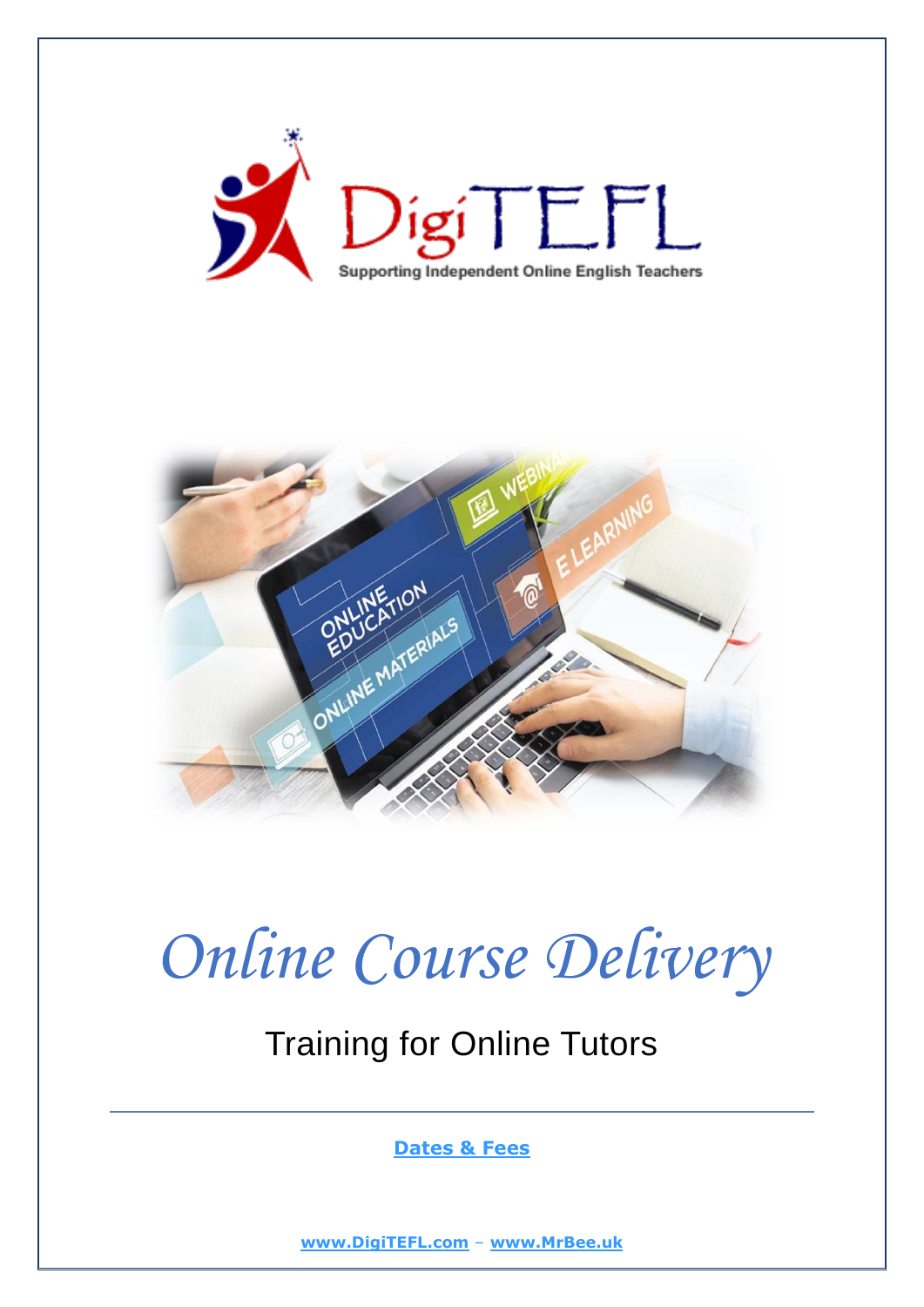DigiTEFL

Supporting Independent Online English Teachers

# *Online Course Delivery*

## Training for Online Tutors

---

**Dates & Fees**

**www.DigiTEFL.com** – **www.MrBee.uk**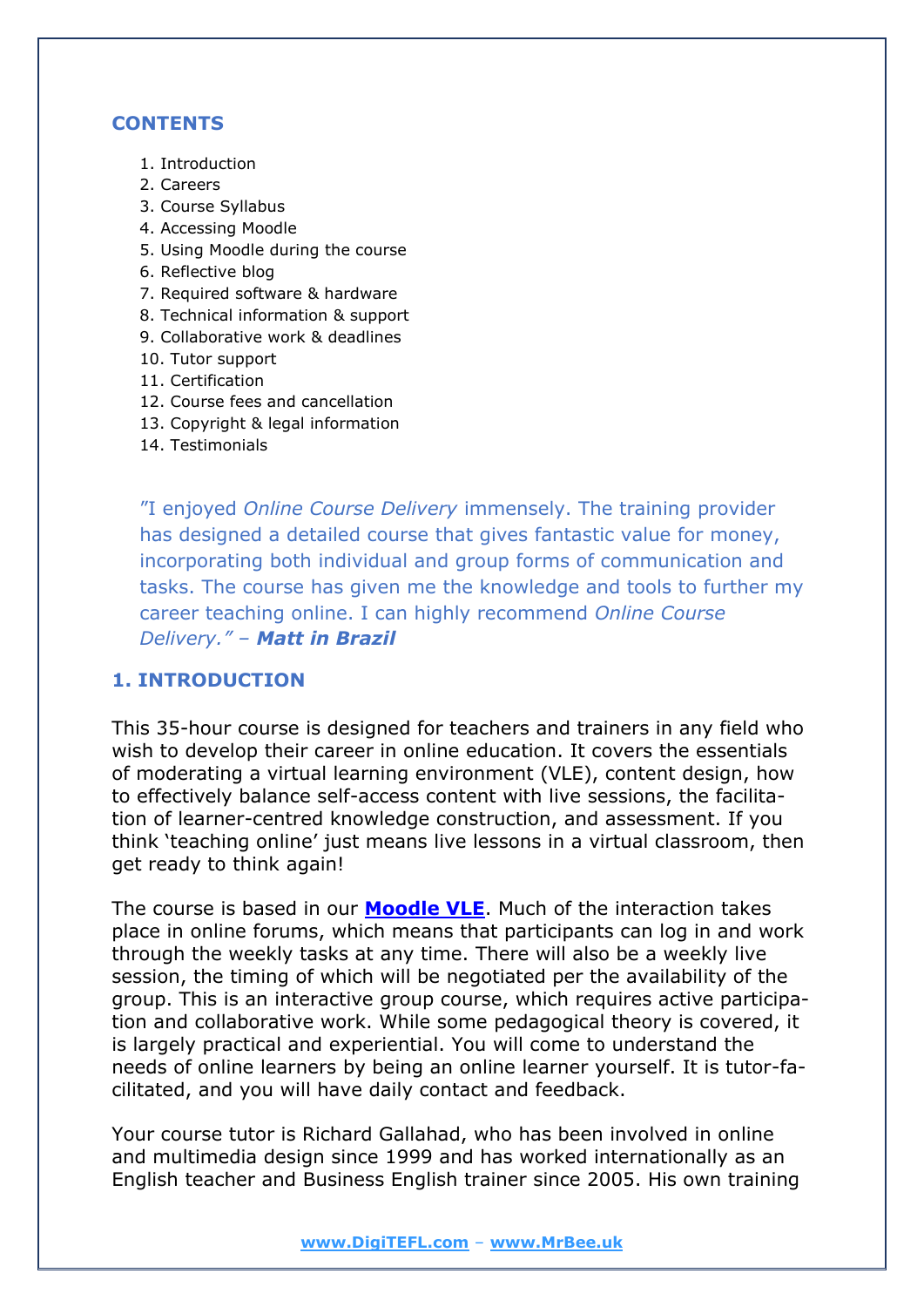## CONTENTS

1. Introduction
2. Careers
3. Course Syllabus
4. Accessing Moodle
5. Using Moodle during the course
6. Reflective blog
7. Required software & hardware
8. Technical information & support
9. Collaborative work & deadlines
10. Tutor support
11. Certification
12. Course fees and cancellation
13. Copyright & legal information
14. Testimonials

> "I enjoyed *Online Course Delivery* immensely. The training provider has designed a detailed course that gives fantastic value for money, incorporating both individual and group forms of communication and tasks. The course has given me the knowledge and tools to further my career teaching online. I can highly recommend *Online Course Delivery*." – ***Matt in Brazil***

## 1. INTRODUCTION

This 35-hour course is designed for teachers and trainers in any field who wish to develop their career in online education. It covers the essentials of moderating a virtual learning environment (VLE), content design, how to effectively balance self-access content with live sessions, the facilitation of learner-centred knowledge construction, and assessment. If you think 'teaching online' just means live lessons in a virtual classroom, then get ready to think again!

The course is based in our **Moodle VLE**. Much of the interaction takes place in online forums, which means that participants can log in and work through the weekly tasks at any time. There will also be a weekly live session, the timing of which will be negotiated per the availability of the group. This is an interactive group course, which requires active participation and collaborative work. While some pedagogical theory is covered, it is largely practical and experiential. You will come to understand the needs of online learners by being an online learner yourself. It is tutor-facilitated, and you will have daily contact and feedback.

Your course tutor is Richard Gallahad, who has been involved in online and multimedia design since 1999 and has worked internationally as an English teacher and Business English trainer since 2005. His own training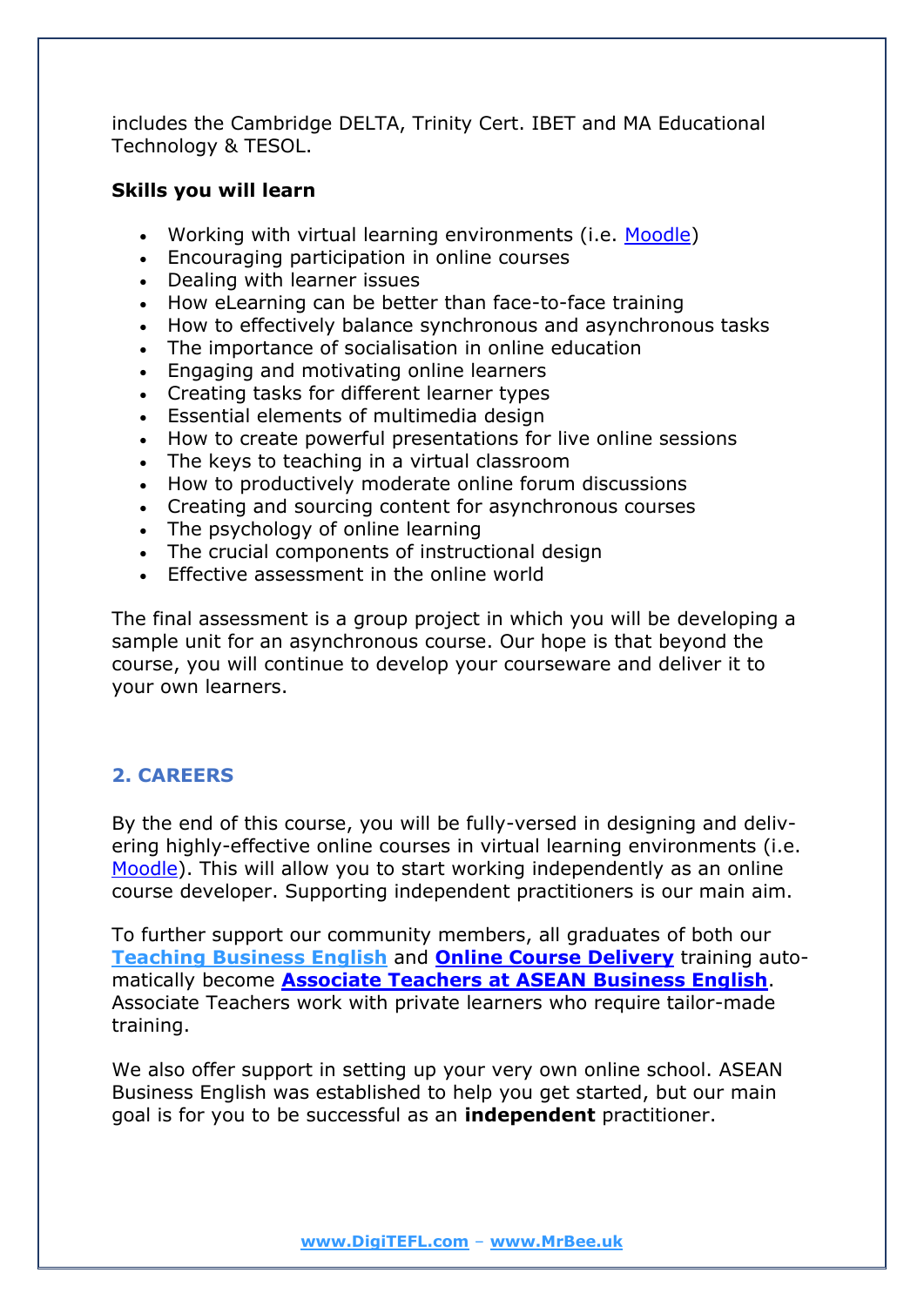includes the Cambridge DELTA, Trinity Cert. IBET and MA Educational Technology & TESOL.

**Skills you will learn**

- Working with virtual learning environments (i.e. Moodle)
- Encouraging participation in online courses
- Dealing with learner issues
- How eLearning can be better than face-to-face training
- How to effectively balance synchronous and asynchronous tasks
- The importance of socialisation in online education
- Engaging and motivating online learners
- Creating tasks for different learner types
- Essential elements of multimedia design
- How to create powerful presentations for live online sessions
- The keys to teaching in a virtual classroom
- How to productively moderate online forum discussions
- Creating and sourcing content for asynchronous courses
- The psychology of online learning
- The crucial components of instructional design
- Effective assessment in the online world

The final assessment is a group project in which you will be developing a sample unit for an asynchronous course. Our hope is that beyond the course, you will continue to develop your courseware and deliver it to your own learners.

## 2. CAREERS

By the end of this course, you will be fully-versed in designing and delivering highly-effective online courses in virtual learning environments (i.e. Moodle). This will allow you to start working independently as an online course developer. Supporting independent practitioners is our main aim.

To further support our community members, all graduates of both our **Teaching Business English** and **Online Course Delivery** training automatically become **Associate Teachers at ASEAN Business English**. Associate Teachers work with private learners who require tailor-made training.

We also offer support in setting up your very own online school. ASEAN Business English was established to help you get started, but our main goal is for you to be successful as an **independent** practitioner.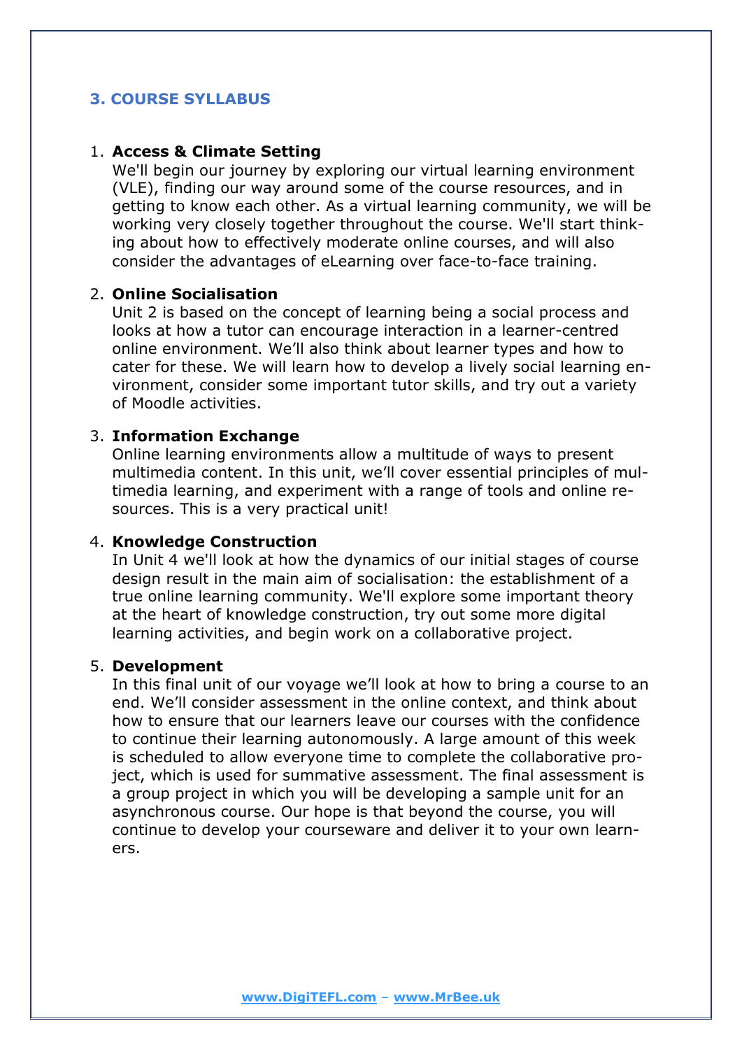## 3. COURSE SYLLABUS

1. **Access & Climate Setting**
   We'll begin our journey by exploring our virtual learning environment (VLE), finding our way around some of the course resources, and in getting to know each other. As a virtual learning community, we will be working very closely together throughout the course. We'll start thinking about how to effectively moderate online courses, and will also consider the advantages of eLearning over face-to-face training.

2. **Online Socialisation**
   Unit 2 is based on the concept of learning being a social process and looks at how a tutor can encourage interaction in a learner-centred online environment. We'll also think about learner types and how to cater for these. We will learn how to develop a lively social learning environment, consider some important tutor skills, and try out a variety of Moodle activities.

3. **Information Exchange**
   Online learning environments allow a multitude of ways to present multimedia content. In this unit, we'll cover essential principles of multimedia learning, and experiment with a range of tools and online resources. This is a very practical unit!

4. **Knowledge Construction**
   In Unit 4 we'll look at how the dynamics of our initial stages of course design result in the main aim of socialisation: the establishment of a true online learning community. We'll explore some important theory at the heart of knowledge construction, try out some more digital learning activities, and begin work on a collaborative project.

5. **Development**
   In this final unit of our voyage we'll look at how to bring a course to an end. We'll consider assessment in the online context, and think about how to ensure that our learners leave our courses with the confidence to continue their learning autonomously. A large amount of this week is scheduled to allow everyone time to complete the collaborative project, which is used for summative assessment. The final assessment is a group project in which you will be developing a sample unit for an asynchronous course. Our hope is that beyond the course, you will continue to develop your courseware and deliver it to your own learners.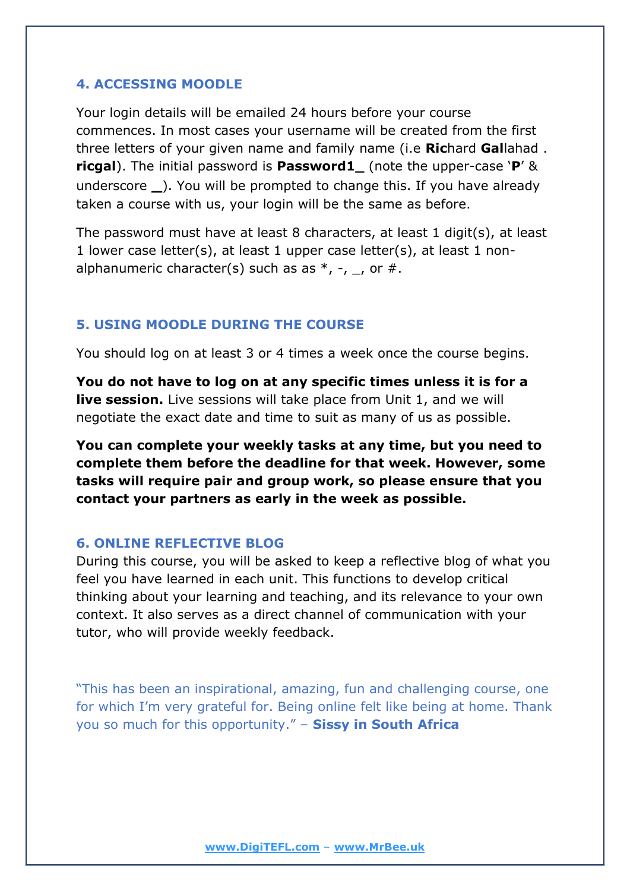## 4. ACCESSING MOODLE

Your login details will be emailed 24 hours before your course commences. In most cases your username will be created from the first three letters of your given name and family name (i.e **Ric**hard **Gal**lahad . **ricgal**). The initial password is **Password1_** (note the upper-case '**P**' & underscore **_**). You will be prompted to change this. If you have already taken a course with us, your login will be the same as before.

The password must have at least 8 characters, at least 1 digit(s), at least 1 lower case letter(s), at least 1 upper case letter(s), at least 1 non-alphanumeric character(s) such as as *, -, _, or #.

## 5. USING MOODLE DURING THE COURSE

You should log on at least 3 or 4 times a week once the course begins.

**You do not have to log on at any specific times unless it is for a live session.** Live sessions will take place from Unit 1, and we will negotiate the exact date and time to suit as many of us as possible.

**You can complete your weekly tasks at any time, but you need to complete them before the deadline for that week. However, some tasks will require pair and group work, so please ensure that you contact your partners as early in the week as possible.**

## 6. ONLINE REFLECTIVE BLOG

During this course, you will be asked to keep a reflective blog of what you feel you have learned in each unit. This functions to develop critical thinking about your learning and teaching, and its relevance to your own context. It also serves as a direct channel of communication with your tutor, who will provide weekly feedback.

"This has been an inspirational, amazing, fun and challenging course, one for which I'm very grateful for. Being online felt like being at home. Thank you so much for this opportunity." – **Sissy in South Africa**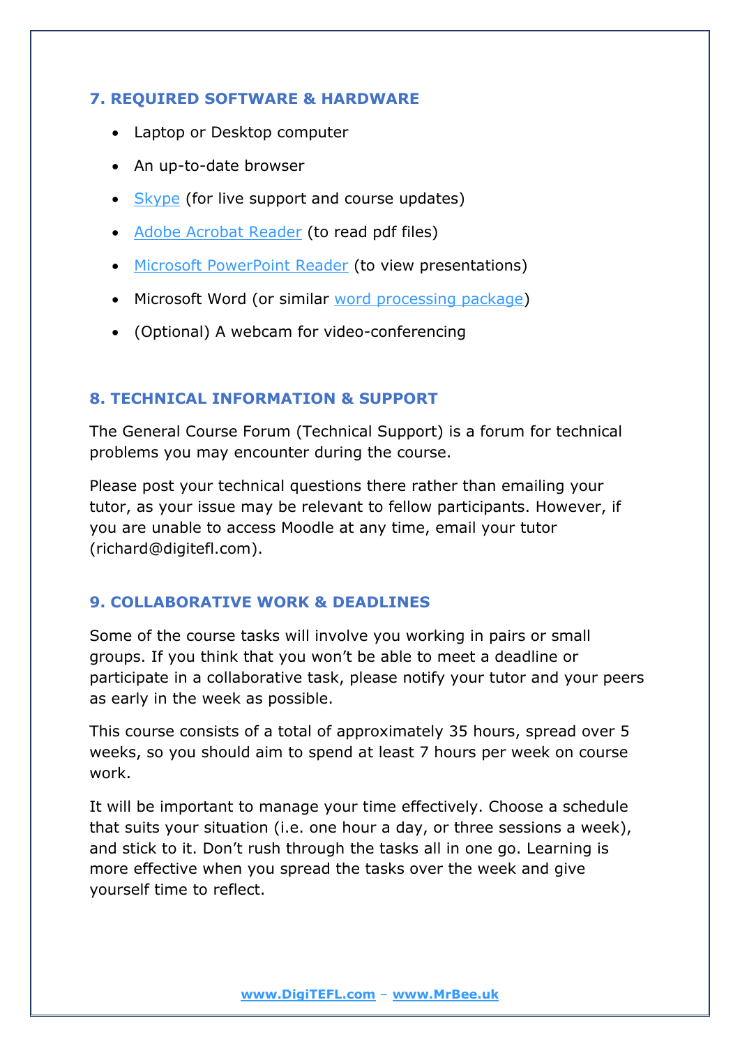## 7. REQUIRED SOFTWARE & HARDWARE

- Laptop or Desktop computer
- An up-to-date browser
- Skype (for live support and course updates)
- Adobe Acrobat Reader (to read pdf files)
- Microsoft PowerPoint Reader (to view presentations)
- Microsoft Word (or similar word processing package)
- (Optional) A webcam for video-conferencing

## 8. TECHNICAL INFORMATION & SUPPORT

The General Course Forum (Technical Support) is a forum for technical problems you may encounter during the course.

Please post your technical questions there rather than emailing your tutor, as your issue may be relevant to fellow participants. However, if you are unable to access Moodle at any time, email your tutor (richard@digitefl.com).

## 9. COLLABORATIVE WORK & DEADLINES

Some of the course tasks will involve you working in pairs or small groups. If you think that you won't be able to meet a deadline or participate in a collaborative task, please notify your tutor and your peers as early in the week as possible.

This course consists of a total of approximately 35 hours, spread over 5 weeks, so you should aim to spend at least 7 hours per week on course work.

It will be important to manage your time effectively. Choose a schedule that suits your situation (i.e. one hour a day, or three sessions a week), and stick to it. Don't rush through the tasks all in one go. Learning is more effective when you spread the tasks over the week and give yourself time to reflect.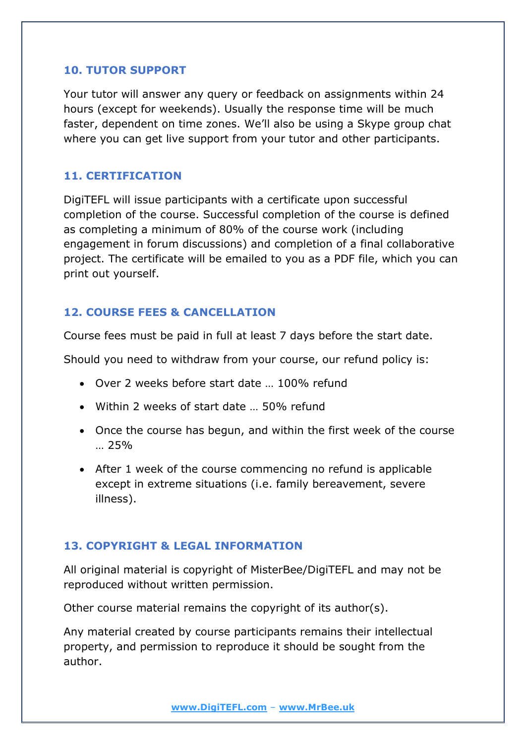## 10. TUTOR SUPPORT

Your tutor will answer any query or feedback on assignments within 24 hours (except for weekends). Usually the response time will be much faster, dependent on time zones. We'll also be using a Skype group chat where you can get live support from your tutor and other participants.

## 11. CERTIFICATION

DigiTEFL will issue participants with a certificate upon successful completion of the course. Successful completion of the course is defined as completing a minimum of 80% of the course work (including engagement in forum discussions) and completion of a final collaborative project. The certificate will be emailed to you as a PDF file, which you can print out yourself.

## 12. COURSE FEES & CANCELLATION

Course fees must be paid in full at least 7 days before the start date.

Should you need to withdraw from your course, our refund policy is:

- Over 2 weeks before start date … 100% refund
- Within 2 weeks of start date … 50% refund
- Once the course has begun, and within the first week of the course … 25%
- After 1 week of the course commencing no refund is applicable except in extreme situations (i.e. family bereavement, severe illness).

## 13. COPYRIGHT & LEGAL INFORMATION

All original material is copyright of MisterBee/DigiTEFL and may not be reproduced without written permission.

Other course material remains the copyright of its author(s).

Any material created by course participants remains their intellectual property, and permission to reproduce it should be sought from the author.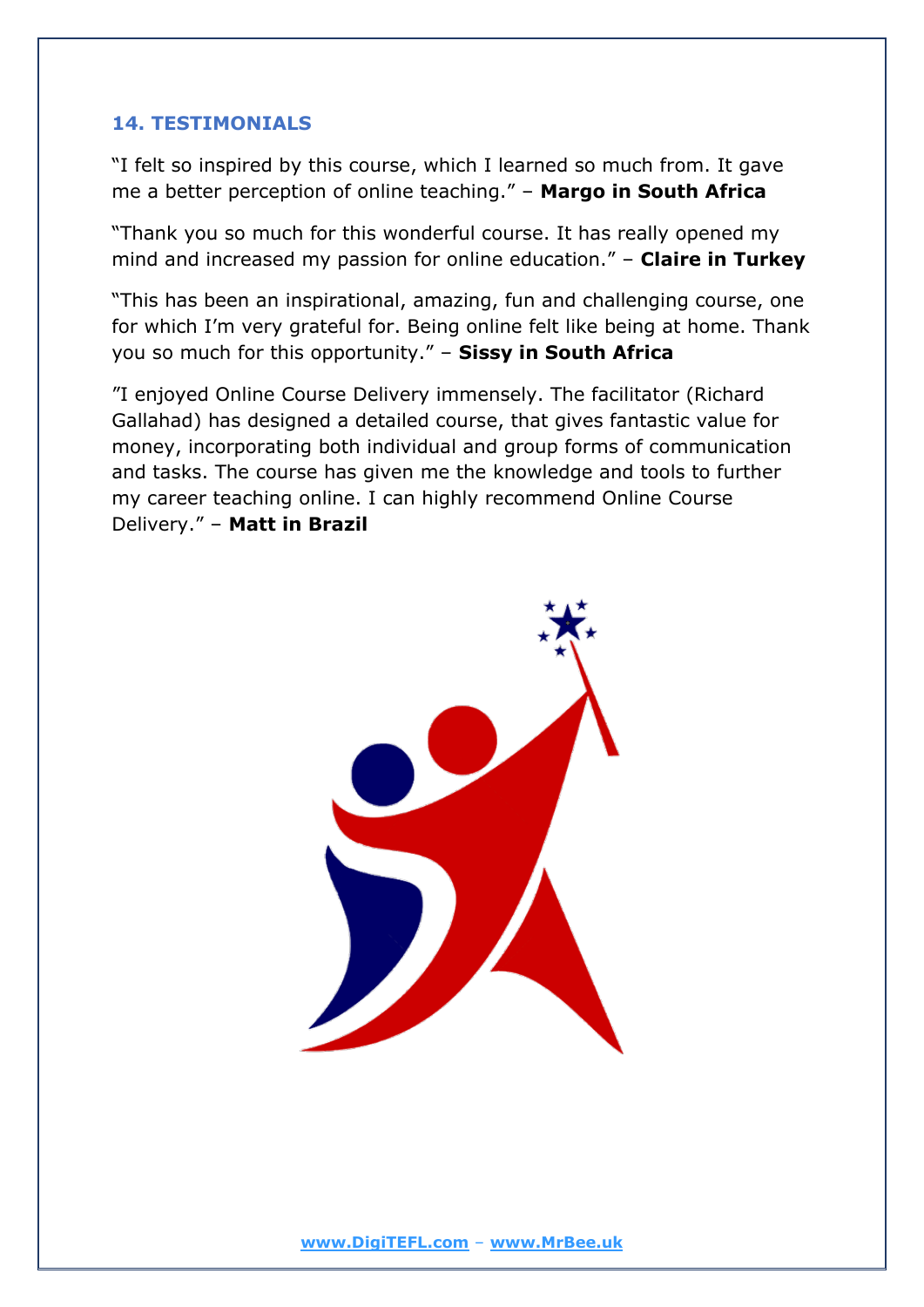## 14. TESTIMONIALS

"I felt so inspired by this course, which I learned so much from. It gave me a better perception of online teaching." – **Margo in South Africa**

"Thank you so much for this wonderful course. It has really opened my mind and increased my passion for online education." – **Claire in Turkey**

"This has been an inspirational, amazing, fun and challenging course, one for which I'm very grateful for. Being online felt like being at home. Thank you so much for this opportunity." – **Sissy in South Africa**

"I enjoyed Online Course Delivery immensely. The facilitator (Richard Gallahad) has designed a detailed course, that gives fantastic value for money, incorporating both individual and group forms of communication and tasks. The course has given me the knowledge and tools to further my career teaching online. I can highly recommend Online Course Delivery." – **Matt in Brazil**

**www.DigiTEFL.com** – **www.MrBee.uk**